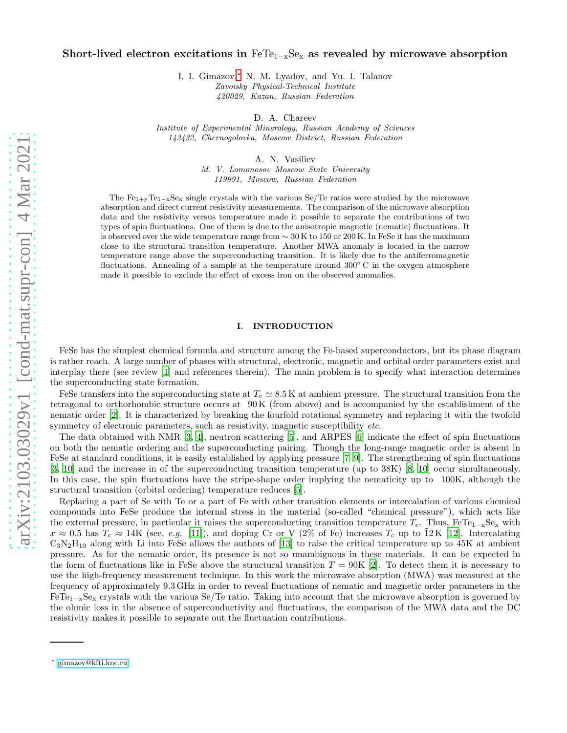# Short-lived electron excitations in $FeTe_{1-x}Se_x$ as revealed by microwave absorption

I. I. Gimazov,[*] N. M. Lyadov, and Yu. I. Talanov
*Zavoisky Physical-Technical Institute*
*420029, Kazan, Russian Federation*

D. A. Chareev
*Institute of Experimental Mineralogy, Russian Academy of Sciences*
*142432, Chernogolovka, Moscow District, Russian Federation*

A. N. Vasiliev
*M. V. Lomonosov Moscow State University*
*119991, Moscow, Russian Federation*

The $Fe_{1+y}Te_{1-x}Se_x$ single crystals with the various Se/Te ratios were studied by the microwave absorption and direct current resistivity measurements. The comparison of the microwave absorption data and the resistivity versus temperature made it possible to separate the contributions of two types of spin fluctuations. One of them is due to the anisotropic magnetic (nematic) fluctuations. It is observed over the wide temperature range from $\sim 30$ K to 150 or 200 K. In FeSe it has the maximum close to the structural transition temperature. Another MWA anomaly is located in the narrow temperature range above the superconducting transition. It is likely due to the antiferromagnetic fluctuations. Annealing of a sample at the temperature around $300^\circ$ C in the oxygen atmosphere made it possible to exclude the effect of excess iron on the observed anomalies.

## I. INTRODUCTION

FeSe has the simplest chemical formula and structure among the Fe-based superconductors, but its phase diagram is rather reach. A large number of phases with structural, electronic, magnetic and orbital order parameters exist and interplay there (see review [1] and references therein). The main problem is to specify what interaction determines the superconducting state formation.

FeSe transfers into the superconducting state at $T_c \simeq 8.5$ K at ambient pressure. The structural transition from the tetragonal to orthorhombic structure occurs at 90 K (from above) and is accompanied by the establishment of the nematic order [2]. It is characterized by breaking the fourfold rotational symmetry and replacing it with the twofold symmetry of electronic parameters, such as resistivity, magnetic susceptibility *etc.*

The data obtained with NMR [3, 4], neutron scattering [5], and ARPES [6] indicate the effect of spin fluctuations on both the nematic ordering and the superconducting pairing. Though the long-range magnetic order is absent in FeSe at standard conditions, it is easily established by applying pressure [7–9]. The strengthening of spin fluctuations [3, 10] and the increase in of the superconducting transition temperature (up to 38K) [8, 10] occur simultaneously. In this case, the spin fluctuations have the stripe-shape order implying the nematicity up to 100K, although the structural transition (orbital ordering) temperature reduces [5].

Replacing a part of Se with Te or a part of Fe with other transition elements or intercalation of various chemical compounds into FeSe produce the internal stress in the material (so-called "chemical pressure"), which acts like the external pressure, in particular it raises the superconducting transition temperature $T_c$. Thus, $FeTe_{1-x}Se_x$ with $x \approx 0.5$ has $T_c \approx 14$K (see, *e.g.* [11]), and doping Cr or V (2% of Fe) increases $T_c$ up to ~12 K [12]. Intercalating $C_3N_2H_{10}$ along with Li into FeSe allows the authors of [13] to raise the critical temperature up to 45K at ambient pressure. As for the nematic order, its presence is not so unambiguous in these materials. It can be expected in the form of fluctuations like in FeSe above the structural transition $T = 90$K [2]. To detect them it is necessary to use the high-frequency measurement technique. In this work the microwave absorption (MWA) was measured at the frequency of approximately 9.3 GHz in order to reveal fluctuations of nematic and magnetic order parameters in the $FeTe_{1-x}Se_x$ crystals with the various Se/Te ratio. Taking into account that the microwave absorption is governed by the ohmic loss in the absence of superconductivity and fluctuations, the comparison of the MWA data and the DC resistivity makes it possible to separate out the fluctuation contributions.

---

[*] gimazov@kfti.knc.ru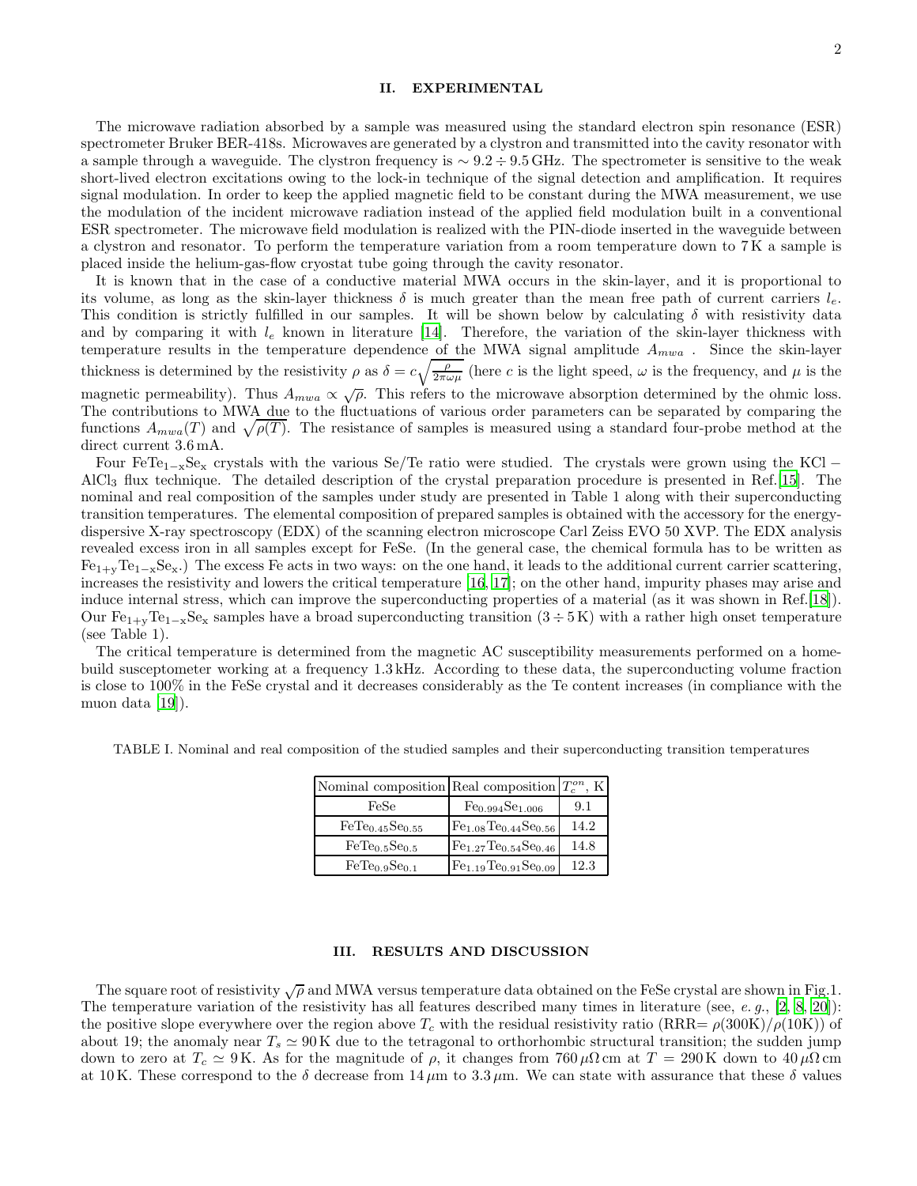## II. EXPERIMENTAL

The microwave radiation absorbed by a sample was measured using the standard electron spin resonance (ESR) spectrometer Bruker BER-418s. Microwaves are generated by a clystron and transmitted into the cavity resonator with a sample through a waveguide. The clystron frequency is $\sim 9.2 \div 9.5\,\mathrm{GHz}$. The spectrometer is sensitive to the weak short-lived electron excitations owing to the lock-in technique of the signal detection and amplification. It requires signal modulation. In order to keep the applied magnetic field to be constant during the MWA measurement, we use the modulation of the incident microwave radiation instead of the applied field modulation built in a conventional ESR spectrometer. The microwave field modulation is realized with the PIN-diode inserted in the waveguide between a clystron and resonator. To perform the temperature variation from a room temperature down to 7 K a sample is placed inside the helium-gas-flow cryostat tube going through the cavity resonator.

It is known that in the case of a conductive material MWA occurs in the skin-layer, and it is proportional to its volume, as long as the skin-layer thickness $\delta$ is much greater than the mean free path of current carriers $l_e$. This condition is strictly fulfilled in our samples. It will be shown below by calculating $\delta$ with resistivity data and by comparing it with $l_e$ known in literature [14]. Therefore, the variation of the skin-layer thickness with temperature results in the temperature dependence of the MWA signal amplitude $A_{mwa}$ . Since the skin-layer thickness is determined by the resistivity $\rho$ as $\delta = c\sqrt{\frac{\rho}{2\pi\omega\mu}}$ (here $c$ is the light speed, $\omega$ is the frequency, and $\mu$ is the magnetic permeability). Thus $A_{mwa} \propto \sqrt{\rho}$. This refers to the microwave absorption determined by the ohmic loss. The contributions to MWA due to the fluctuations of various order parameters can be separated by comparing the functions $A_{mwa}(T)$ and $\sqrt{\rho(T)}$. The resistance of samples is measured using a standard four-probe method at the direct current 3.6 mA.

Four $FeTe_{1-x}Se_x$ crystals with the various Se/Te ratio were studied. The crystals were grown using the KCl − $AlCl_3$ flux technique. The detailed description of the crystal preparation procedure is presented in Ref.[15]. The nominal and real composition of the samples under study are presented in Table 1 along with their superconducting transition temperatures. The elemental composition of prepared samples is obtained with the accessory for the energy-dispersive X-ray spectroscopy (EDX) of the scanning electron microscope Carl Zeiss EVO 50 XVP. The EDX analysis revealed excess iron in all samples except for FeSe. (In the general case, the chemical formula has to be written as $Fe_{1+y}Te_{1-x}Se_x$.) The excess Fe acts in two ways: on the one hand, it leads to the additional current carrier scattering, increases the resistivity and lowers the critical temperature [16, 17]; on the other hand, impurity phases may arise and induce internal stress, which can improve the superconducting properties of a material (as it was shown in Ref.[18]). Our $Fe_{1+y}Te_{1-x}Se_x$ samples have a broad superconducting transition ($3 \div 5$ K) with a rather high onset temperature (see Table 1).

The critical temperature is determined from the magnetic AC susceptibility measurements performed on a home-build susceptometer working at a frequency 1.3 kHz. According to these data, the superconducting volume fraction is close to 100% in the FeSe crystal and it decreases considerably as the Te content increases (in compliance with the muon data [19]).

TABLE I. Nominal and real composition of the studied samples and their superconducting transition temperatures

| Nominal composition | Real composition | $T_c^{on}$, K |
|---|---|---|
| FeSe | $Fe_{0.994}Se_{1.006}$ | 9.1 |
| $FeTe_{0.45}Se_{0.55}$ | $Fe_{1.08}Te_{0.44}Se_{0.56}$ | 14.2 |
| $FeTe_{0.5}Se_{0.5}$ | $Fe_{1.27}Te_{0.54}Se_{0.46}$ | 14.8 |
| $FeTe_{0.9}Se_{0.1}$ | $Fe_{1.19}Te_{0.91}Se_{0.09}$ | 12.3 |

## III. RESULTS AND DISCUSSION

The square root of resistivity $\sqrt{\rho}$ and MWA versus temperature data obtained on the FeSe crystal are shown in Fig.1. The temperature variation of the resistivity has all features described many times in literature (see, *e. g.*, [2, 8, 20]): the positive slope everywhere over the region above $T_c$ with the residual resistivity ratio (RRR= $\rho(300\mathrm{K})/\rho(10\mathrm{K})$) of about 19; the anomaly near $T_s \simeq 90$ K due to the tetragonal to orthorhombic structural transition; the sudden jump down to zero at $T_c \simeq 9$ K. As for the magnitude of $\rho$, it changes from $760\,\mu\Omega\,\mathrm{cm}$ at $T = 290$ K down to $40\,\mu\Omega\,\mathrm{cm}$ at 10 K. These correspond to the $\delta$ decrease from $14\,\mu\mathrm{m}$ to $3.3\,\mu\mathrm{m}$. We can state with assurance that these $\delta$ values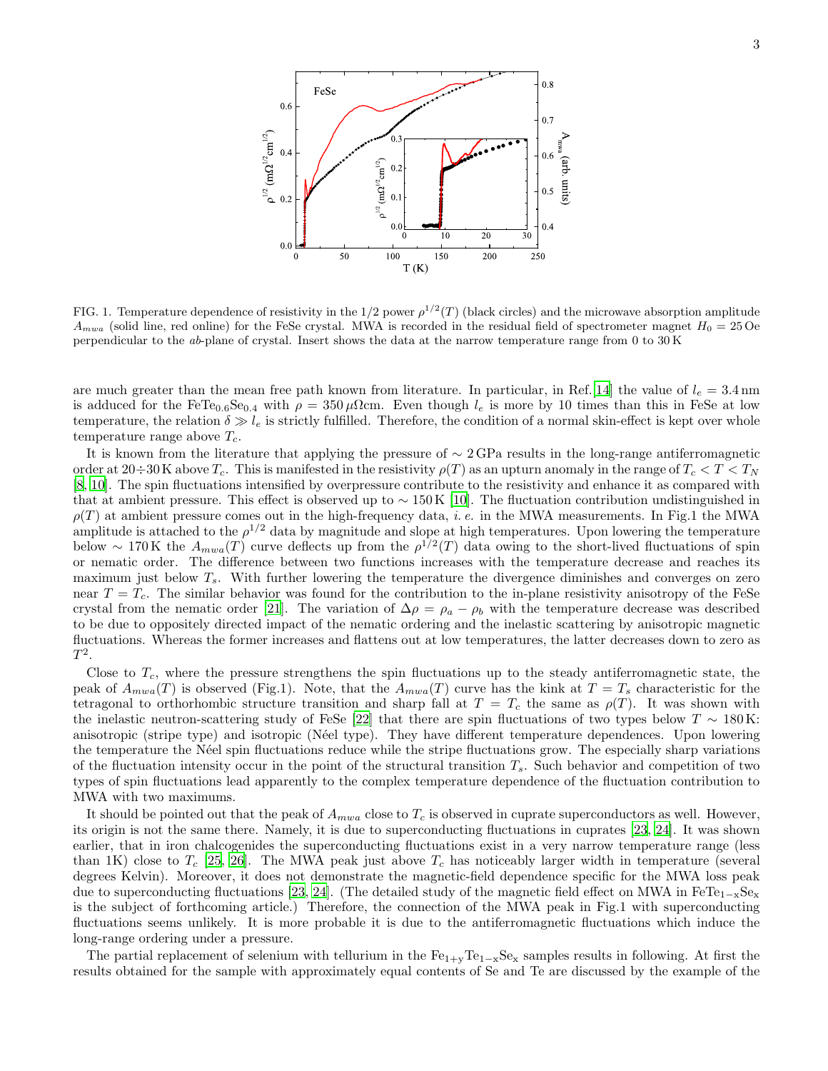FIG. 1. Temperature dependence of resistivity in the 1/2 power $\rho^{1/2}(T)$ (black circles) and the microwave absorption amplitude $A_{mwa}$ (solid line, red online) for the FeSe crystal. MWA is recorded in the residual field of spectrometer magnet $H_0 = 25$ Oe perpendicular to the $ab$-plane of crystal. Insert shows the data at the narrow temperature range from 0 to 30 K

are much greater than the mean free path known from literature. In particular, in Ref.[14] the value of $l_e = 3.4$ nm is adduced for the $FeTe_{0.6}Se_{0.4}$ with $\rho = 350\,\mu\Omega$cm. Even though $l_e$ is more by 10 times than this in FeSe at low temperature, the relation $\delta \gg l_e$ is strictly fulfilled. Therefore, the condition of a normal skin-effect is kept over whole temperature range above $T_c$.

It is known from the literature that applying the pressure of $\sim 2$ GPa results in the long-range antiferromagnetic order at $20\div30$ K above $T_c$. This is manifested in the resistivity $\rho(T)$ as an upturn anomaly in the range of $T_c < T < T_N$ [8, 10]. The spin fluctuations intensified by overpressure contribute to the resistivity and enhance it as compared with that at ambient pressure. This effect is observed up to $\sim 150$ K [10]. The fluctuation contribution undistinguished in $\rho(T)$ at ambient pressure comes out in the high-frequency data, *i. e.* in the MWA measurements. In Fig.1 the MWA amplitude is attached to the $\rho^{1/2}$ data by magnitude and slope at high temperatures. Upon lowering the temperature below $\sim 170$ K the $A_{mwa}(T)$ curve deflects up from the $\rho^{1/2}(T)$ data owing to the short-lived fluctuations of spin or nematic order. The difference between two functions increases with the temperature decrease and reaches its maximum just below $T_s$. With further lowering the temperature the divergence diminishes and converges on zero near $T = T_c$. The similar behavior was found for the contribution to the in-plane resistivity anisotropy of the FeSe crystal from the nematic order [21]. The variation of $\Delta\rho = \rho_a - \rho_b$ with the temperature decrease was described to be due to oppositely directed impact of the nematic ordering and the inelastic scattering by anisotropic magnetic fluctuations. Whereas the former increases and flattens out at low temperatures, the latter decreases down to zero as $T^2$.

Close to $T_c$, where the pressure strengthens the spin fluctuations up to the steady antiferromagnetic state, the peak of $A_{mwa}(T)$ is observed (Fig.1). Note, that the $A_{mwa}(T)$ curve has the kink at $T = T_s$ characteristic for the tetragonal to orthorhombic structure transition and sharp fall at $T = T_c$ the same as $\rho(T)$. It was shown with the inelastic neutron-scattering study of FeSe [22] that there are spin fluctuations of two types below $T \sim 180$ K: anisotropic (stripe type) and isotropic (Néel type). They have different temperature dependences. Upon lowering the temperature the Néel spin fluctuations reduce while the stripe fluctuations grow. The especially sharp variations of the fluctuation intensity occur in the point of the structural transition $T_s$. Such behavior and competition of two types of spin fluctuations lead apparently to the complex temperature dependence of the fluctuation contribution to MWA with two maximums.

It should be pointed out that the peak of $A_{mwa}$ close to $T_c$ is observed in cuprate superconductors as well. However, its origin is not the same there. Namely, it is due to superconducting fluctuations in cuprates [23, 24]. It was shown earlier, that in iron chalcogenides the superconducting fluctuations exist in a very narrow temperature range (less than 1K) close to $T_c$ [25, 26]. The MWA peak just above $T_c$ has noticeably larger width in temperature (several degrees Kelvin). Moreover, it does not demonstrate the magnetic-field dependence specific for the MWA loss peak due to superconducting fluctuations [23, 24]. (The detailed study of the magnetic field effect on MWA in $FeTe_{1-x}Se_x$ is the subject of forthcoming article.) Therefore, the connection of the MWA peak in Fig.1 with superconducting fluctuations seems unlikely. It is more probable it is due to the antiferromagnetic fluctuations which induce the long-range ordering under a pressure.

The partial replacement of selenium with tellurium in the $Fe_{1+y}Te_{1-x}Se_x$ samples results in following. At first the results obtained for the sample with approximately equal contents of Se and Te are discussed by the example of the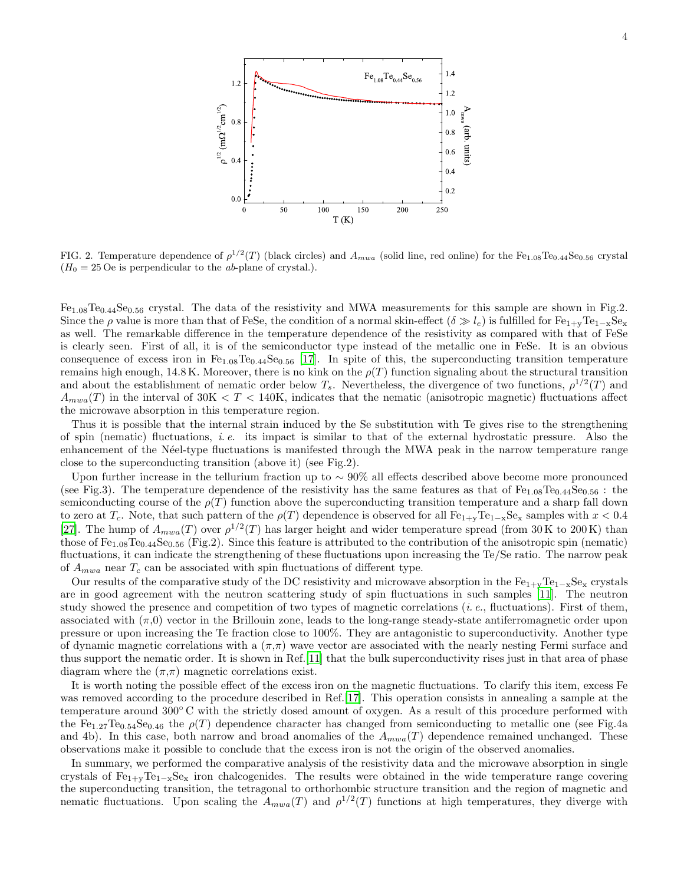FIG. 2. Temperature dependence of $\rho^{1/2}(T)$ (black circles) and $A_{mwa}$ (solid line, red online) for the $Fe_{1.08}Te_{0.44}Se_{0.56}$ crystal ($H_0 = 25$ Oe is perpendicular to the $ab$-plane of crystal.).

$Fe_{1.08}Te_{0.44}Se_{0.56}$ crystal. The data of the resistivity and MWA measurements for this sample are shown in Fig.2. Since the $\rho$ value is more than that of FeSe, the condition of a normal skin-effect ($\delta \gg l_e$) is fulfilled for $Fe_{1+y}Te_{1-x}Se_x$ as well. The remarkable difference in the temperature dependence of the resistivity as compared with that of FeSe is clearly seen. First of all, it is of the semiconductor type instead of the metallic one in FeSe. It is an obvious consequence of excess iron in $Fe_{1.08}Te_{0.44}Se_{0.56}$ [17]. In spite of this, the superconducting transition temperature remains high enough, 14.8 K. Moreover, there is no kink on the $\rho(T)$ function signaling about the structural transition and about the establishment of nematic order below $T_s$. Nevertheless, the divergence of two functions, $\rho^{1/2}(T)$ and $A_{mwa}(T)$ in the interval of 30K $< T <$ 140K, indicates that the nematic (anisotropic magnetic) fluctuations affect the microwave absorption in this temperature region.

Thus it is possible that the internal strain induced by the Se substitution with Te gives rise to the strengthening of spin (nematic) fluctuations, *i. e.* its impact is similar to that of the external hydrostatic pressure. Also the enhancement of the Néel-type fluctuations is manifested through the MWA peak in the narrow temperature range close to the superconducting transition (above it) (see Fig.2).

Upon further increase in the tellurium fraction up to $\sim 90\%$ all effects described above become more pronounced (see Fig.3). The temperature dependence of the resistivity has the same features as that of $Fe_{1.08}Te_{0.44}Se_{0.56}$ : the semiconducting course of the $\rho(T)$ function above the superconducting transition temperature and a sharp fall down to zero at $T_c$. Note, that such pattern of the $\rho(T)$ dependence is observed for all $Fe_{1+y}Te_{1-x}Se_x$ samples with $x < 0.4$ [27]. The hump of $A_{mwa}(T)$ over $\rho^{1/2}(T)$ has larger height and wider temperature spread (from 30 K to 200 K) than those of $Fe_{1.08}Te_{0.44}Se_{0.56}$ (Fig.2). Since this feature is attributed to the contribution of the anisotropic spin (nematic) fluctuations, it can indicate the strengthening of these fluctuations upon increasing the Te/Se ratio. The narrow peak of $A_{mwa}$ near $T_c$ can be associated with spin fluctuations of different type.

Our results of the comparative study of the DC resistivity and microwave absorption in the $Fe_{1+y}Te_{1-x}Se_x$ crystals are in good agreement with the neutron scattering study of spin fluctuations in such samples [11]. The neutron study showed the presence and competition of two types of magnetic correlations (*i. e.*, fluctuations). First of them, associated with ($\pi$,0) vector in the Brillouin zone, leads to the long-range steady-state antiferromagnetic order upon pressure or upon increasing the Te fraction close to 100%. They are antagonistic to superconductivity. Another type of dynamic magnetic correlations with a ($\pi$,$\pi$) wave vector are associated with the nearly nesting Fermi surface and thus support the nematic order. It is shown in Ref.[11] that the bulk superconductivity rises just in that area of phase diagram where the ($\pi$,$\pi$) magnetic correlations exist.

It is worth noting the possible effect of the excess iron on the magnetic fluctuations. To clarify this item, excess Fe was removed according to the procedure described in Ref.[17]. This operation consists in annealing a sample at the temperature around 300° C with the strictly dosed amount of oxygen. As a result of this procedure performed with the $Fe_{1.27}Te_{0.54}Se_{0.46}$ the $\rho(T)$ dependence character has changed from semiconducting to metallic one (see Fig.4a and 4b). In this case, both narrow and broad anomalies of the $A_{mwa}(T)$ dependence remained unchanged. These observations make it possible to conclude that the excess iron is not the origin of the observed anomalies.

In summary, we performed the comparative analysis of the resistivity data and the microwave absorption in single crystals of $Fe_{1+y}Te_{1-x}Se_x$ iron chalcogenides. The results were obtained in the wide temperature range covering the superconducting transition, the tetragonal to orthorhombic structure transition and the region of magnetic and nematic fluctuations. Upon scaling the $A_{mwa}(T)$ and $\rho^{1/2}(T)$ functions at high temperatures, they diverge with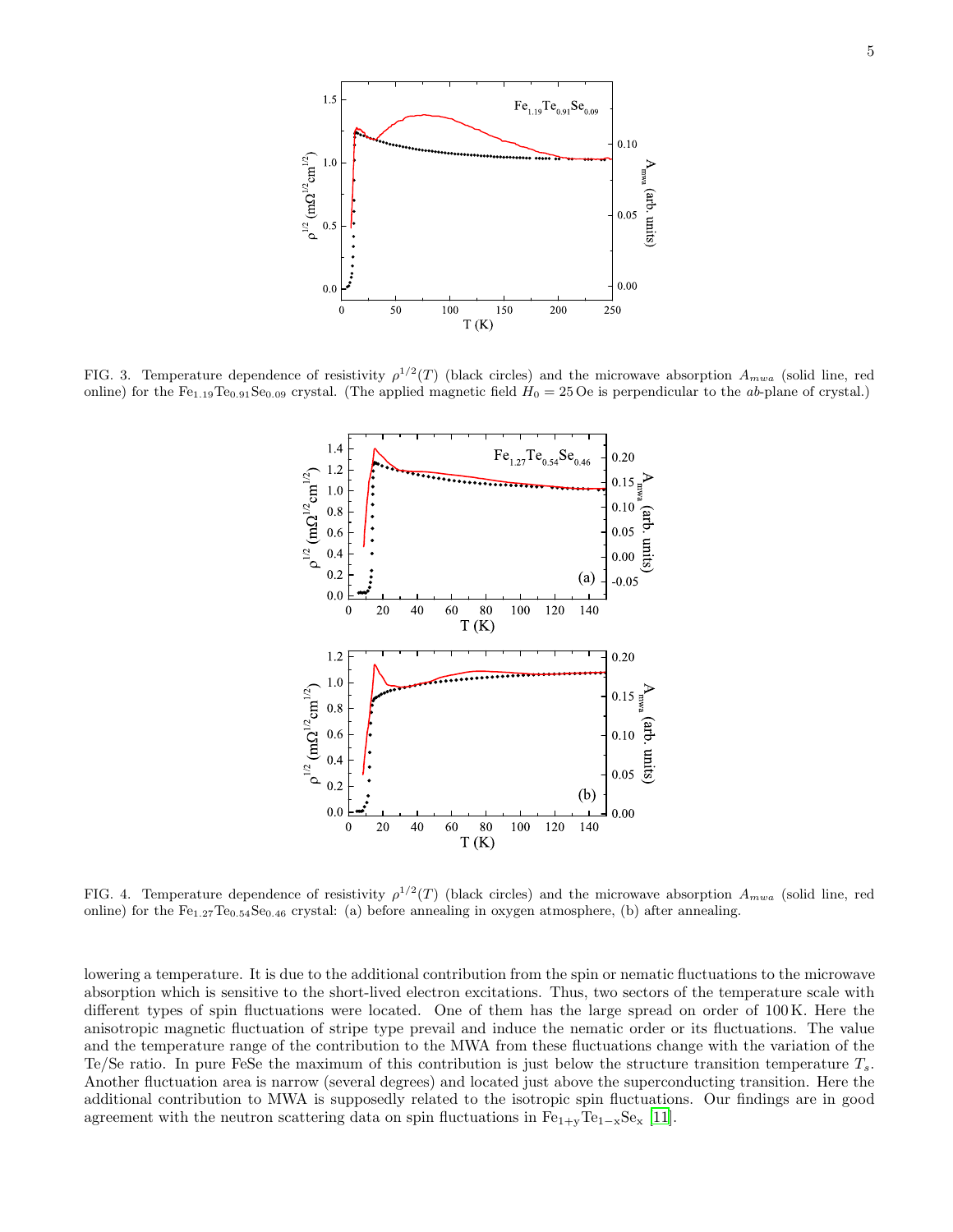FIG. 3. Temperature dependence of resistivity $\rho^{1/2}(T)$ (black circles) and the microwave absorption $A_{mwa}$ (solid line, red online) for the $Fe_{1.19}Te_{0.91}Se_{0.09}$ crystal. (The applied magnetic field $H_0 = 25$ Oe is perpendicular to the $ab$-plane of crystal.)

FIG. 4. Temperature dependence of resistivity $\rho^{1/2}(T)$ (black circles) and the microwave absorption $A_{mwa}$ (solid line, red online) for the $Fe_{1.27}Te_{0.54}Se_{0.46}$ crystal: (a) before annealing in oxygen atmosphere, (b) after annealing.

lowering a temperature. It is due to the additional contribution from the spin or nematic fluctuations to the microwave absorption which is sensitive to the short-lived electron excitations. Thus, two sectors of the temperature scale with different types of spin fluctuations were located. One of them has the large spread on order of 100 K. Here the anisotropic magnetic fluctuation of stripe type prevail and induce the nematic order or its fluctuations. The value and the temperature range of the contribution to the MWA from these fluctuations change with the variation of the Te/Se ratio. In pure FeSe the maximum of this contribution is just below the structure transition temperature $T_s$. Another fluctuation area is narrow (several degrees) and located just above the superconducting transition. Here the additional contribution to MWA is supposedly related to the isotropic spin fluctuations. Our findings are in good agreement with the neutron scattering data on spin fluctuations in $Fe_{1+y}Te_{1-x}Se_x$ [11].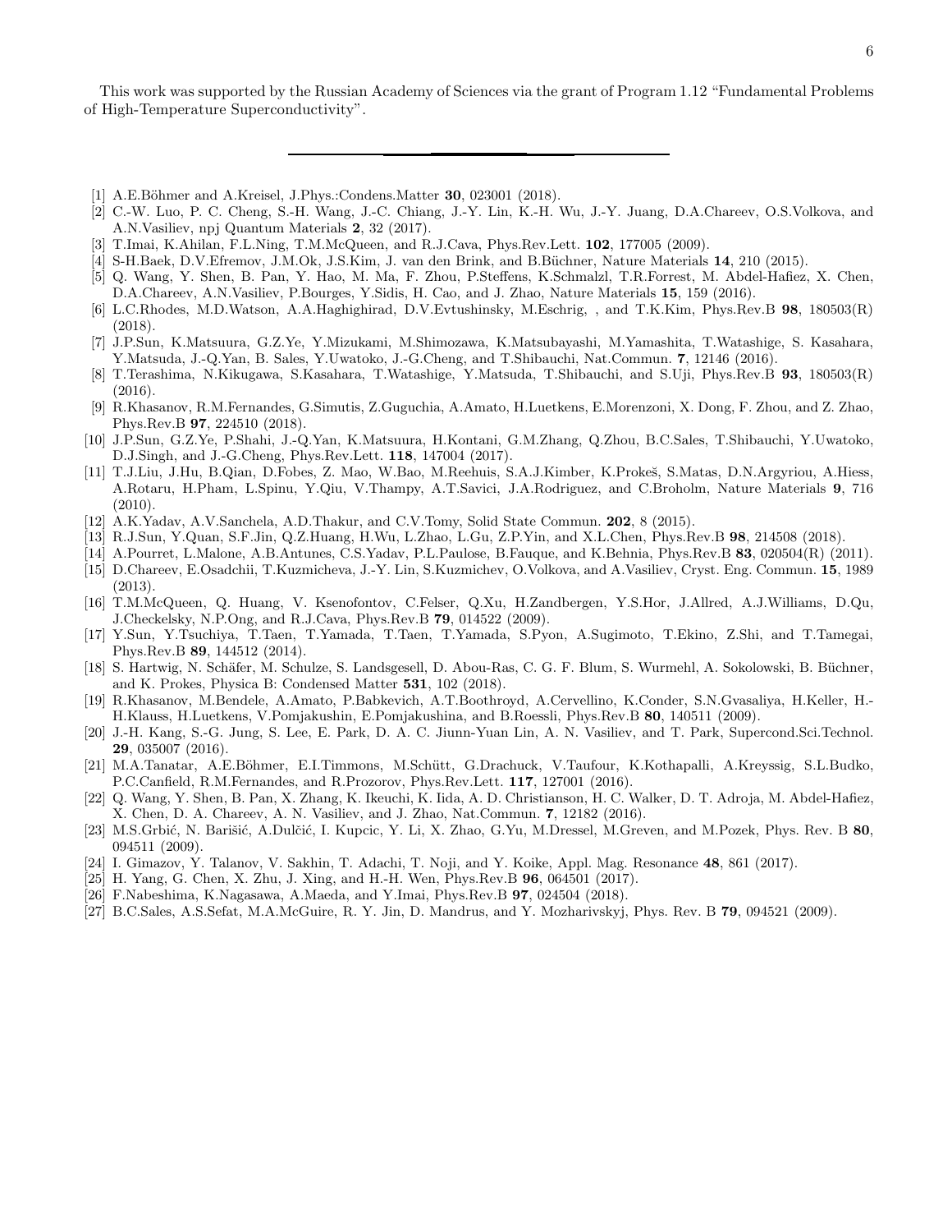This work was supported by the Russian Academy of Sciences via the grant of Program 1.12 "Fundamental Problems of High-Temperature Superconductivity".

---

[1] A.E.Böhmer and A.Kreisel, J.Phys.:Condens.Matter **30**, 023001 (2018).
[2] C.-W. Luo, P. C. Cheng, S.-H. Wang, J.-C. Chiang, J.-Y. Lin, K.-H. Wu, J.-Y. Juang, D.A.Chareev, O.S.Volkova, and A.N.Vasiliev, npj Quantum Materials **2**, 32 (2017).
[3] T.Imai, K.Ahilan, F.L.Ning, T.M.McQueen, and R.J.Cava, Phys.Rev.Lett. **102**, 177005 (2009).
[4] S-H.Baek, D.V.Efremov, J.M.Ok, J.S.Kim, J. van den Brink, and B.Büchner, Nature Materials **14**, 210 (2015).
[5] Q. Wang, Y. Shen, B. Pan, Y. Hao, M. Ma, F. Zhou, P.Steffens, K.Schmalzl, T.R.Forrest, M. Abdel-Hafiez, X. Chen, D.A.Chareev, A.N.Vasiliev, P.Bourges, Y.Sidis, H. Cao, and J. Zhao, Nature Materials **15**, 159 (2016).
[6] L.C.Rhodes, M.D.Watson, A.A.Haghighirad, D.V.Evtushinsky, M.Eschrig, , and T.K.Kim, Phys.Rev.B **98**, 180503(R) (2018).
[7] J.P.Sun, K.Matsuura, G.Z.Ye, Y.Mizukami, M.Shimozawa, K.Matsubayashi, M.Yamashita, T.Watashige, S. Kasahara, Y.Matsuda, J.-Q.Yan, B. Sales, Y.Uwatoko, J.-G.Cheng, and T.Shibauchi, Nat.Commun. **7**, 12146 (2016).
[8] T.Terashima, N.Kikugawa, S.Kasahara, T.Watashige, Y.Matsuda, T.Shibauchi, and S.Uji, Phys.Rev.B **93**, 180503(R) (2016).
[9] R.Khasanov, R.M.Fernandes, G.Simutis, Z.Guguchia, A.Amato, H.Luetkens, E.Morenzoni, X. Dong, F. Zhou, and Z. Zhao, Phys.Rev.B **97**, 224510 (2018).
[10] J.P.Sun, G.Z.Ye, P.Shahi, J.-Q.Yan, K.Matsuura, H.Kontani, G.M.Zhang, Q.Zhou, B.C.Sales, T.Shibauchi, Y.Uwatoko, D.J.Singh, and J.-G.Cheng, Phys.Rev.Lett. **118**, 147004 (2017).
[11] T.J.Liu, J.Hu, B.Qian, D.Fobes, Z. Mao, W.Bao, M.Reehuis, S.A.J.Kimber, K.Prokeš, S.Matas, D.N.Argyriou, A.Hiess, A.Rotaru, H.Pham, L.Spinu, Y.Qiu, V.Thampy, A.T.Savici, J.A.Rodriguez, and C.Broholm, Nature Materials **9**, 716 (2010).
[12] A.K.Yadav, A.V.Sanchela, A.D.Thakur, and C.V.Tomy, Solid State Commun. **202**, 8 (2015).
[13] R.J.Sun, Y.Quan, S.F.Jin, Q.Z.Huang, H.Wu, L.Zhao, L.Gu, Z.P.Yin, and X.L.Chen, Phys.Rev.B **98**, 214508 (2018).
[14] A.Pourret, L.Malone, A.B.Antunes, C.S.Yadav, P.L.Paulose, B.Fauque, and K.Behnia, Phys.Rev.B **83**, 020504(R) (2011).
[15] D.Chareev, E.Osadchii, T.Kuzmicheva, J.-Y. Lin, S.Kuzmichev, O.Volkova, and A.Vasiliev, Cryst. Eng. Commun. **15**, 1989 (2013).
[16] T.M.McQueen, Q. Huang, V. Ksenofontov, C.Felser, Q.Xu, H.Zandbergen, Y.S.Hor, J.Allred, A.J.Williams, D.Qu, J.Checkelsky, N.P.Ong, and R.J.Cava, Phys.Rev.B **79**, 014522 (2009).
[17] Y.Sun, Y.Tsuchiya, T.Taen, T.Yamada, T.Taen, T.Yamada, S.Pyon, A.Sugimoto, T.Ekino, Z.Shi, and T.Tamegai, Phys.Rev.B **89**, 144512 (2014).
[18] S. Hartwig, N. Schäfer, M. Schulze, S. Landsgesell, D. Abou-Ras, C. G. F. Blum, S. Wurmehl, A. Sokolowski, B. Büchner, and K. Prokes, Physica B: Condensed Matter **531**, 102 (2018).
[19] R.Khasanov, M.Bendele, A.Amato, P.Babkevich, A.T.Boothroyd, A.Cervellino, K.Conder, S.N.Gvasaliya, H.Keller, H.-H.Klauss, H.Luetkens, V.Pomjakushin, E.Pomjakushina, and B.Roessli, Phys.Rev.B **80**, 140511 (2009).
[20] J.-H. Kang, S.-G. Jung, S. Lee, E. Park, D. A. C. Jiunn-Yuan Lin, A. N. Vasiliev, and T. Park, Supercond.Sci.Technol. **29**, 035007 (2016).
[21] M.A.Tanatar, A.E.Böhmer, E.I.Timmons, M.Schütt, G.Drachuck, V.Taufour, K.Kothapalli, A.Kreyssig, S.L.Budko, P.C.Canfield, R.M.Fernandes, and R.Prozorov, Phys.Rev.Lett. **117**, 127001 (2016).
[22] Q. Wang, Y. Shen, B. Pan, X. Zhang, K. Ikeuchi, K. Iida, A. D. Christianson, H. C. Walker, D. T. Adroja, M. Abdel-Hafiez, X. Chen, D. A. Chareev, A. N. Vasiliev, and J. Zhao, Nat.Commun. **7**, 12182 (2016).
[23] M.S.Grbić, N. Barišić, A.Dulčić, I. Kupcic, Y. Li, X. Zhao, G.Yu, M.Dressel, M.Greven, and M.Pozek, Phys. Rev. B **80**, 094511 (2009).
[24] I. Gimazov, Y. Talanov, V. Sakhin, T. Adachi, T. Noji, and Y. Koike, Appl. Mag. Resonance **48**, 861 (2017).
[25] H. Yang, G. Chen, X. Zhu, J. Xing, and H.-H. Wen, Phys.Rev.B **96**, 064501 (2017).
[26] F.Nabeshima, K.Nagasawa, A.Maeda, and Y.Imai, Phys.Rev.B **97**, 024504 (2018).
[27] B.C.Sales, A.S.Sefat, M.A.McGuire, R. Y. Jin, D. Mandrus, and Y. Mozharivskyj, Phys. Rev. B **79**, 094521 (2009).